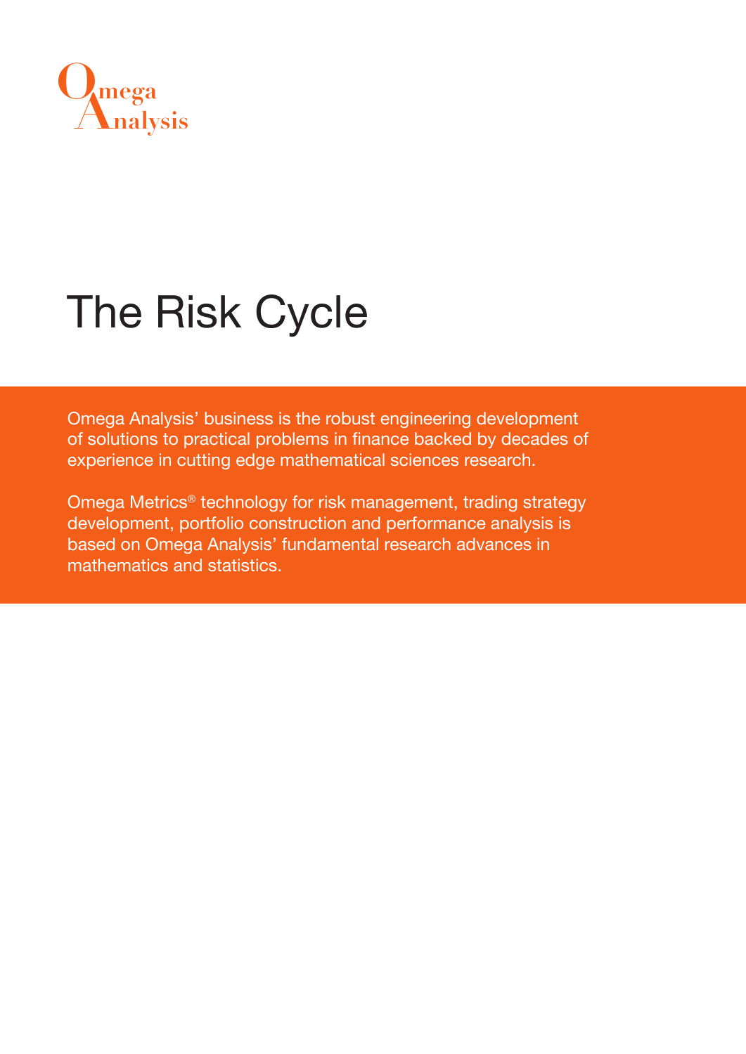Omega Analysis

# The Risk Cycle

Omega Analysis' business is the robust engineering development of solutions to practical problems in finance backed by decades of experience in cutting edge mathematical sciences research.

Omega Metrics® technology for risk management, trading strategy development, portfolio construction and performance analysis is based on Omega Analysis' fundamental research advances in mathematics and statistics.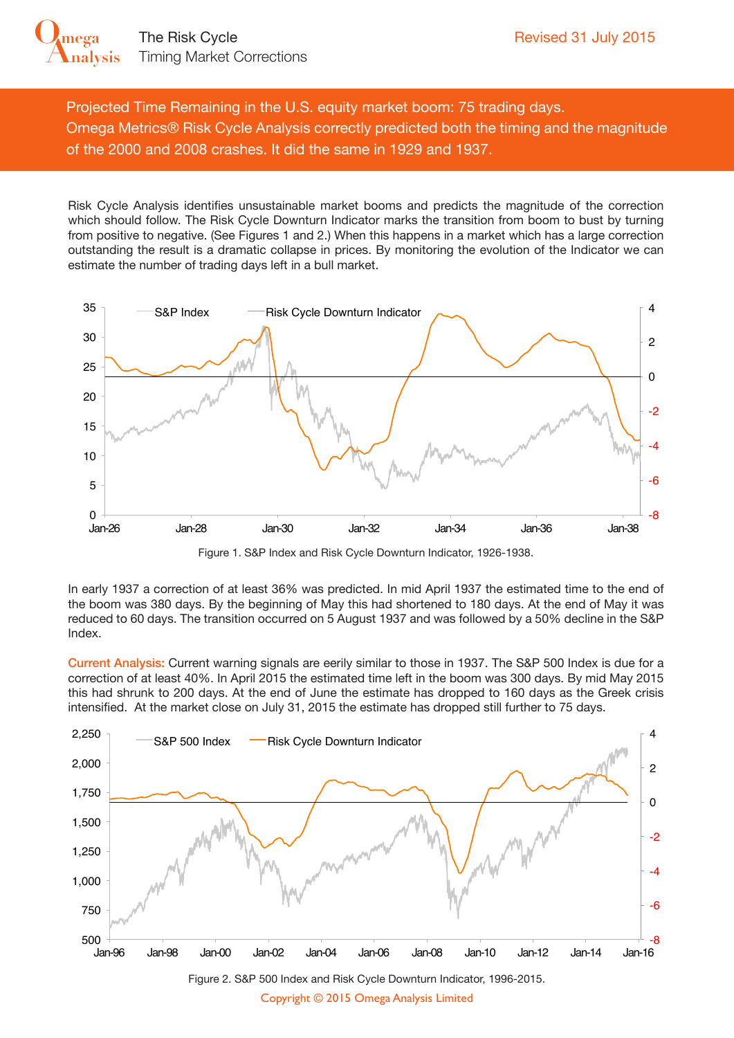# The Risk Cycle

## Timing Market Corrections

Revised 31 July 2015

**Projected Time Remaining in the U.S. equity market boom: 75 trading days.**
**Omega Metrics® Risk Cycle Analysis correctly predicted both the timing and the magnitude of the 2000 and 2008 crashes. It did the same in 1929 and 1937.**

Risk Cycle Analysis identifies unsustainable market booms and predicts the magnitude of the correction which should follow. The Risk Cycle Downturn Indicator marks the transition from boom to bust by turning from positive to negative. (See Figures 1 and 2.) When this happens in a market which has a large correction outstanding the result is a dramatic collapse in prices. By monitoring the evolution of the Indicator we can estimate the number of trading days left in a bull market.

Figure 1. S&P Index and Risk Cycle Downturn Indicator, 1926-1938.

In early 1937 a correction of at least 36% was predicted. In mid April 1937 the estimated time to the end of the boom was 380 days. By the beginning of May this had shortened to 180 days. At the end of May it was reduced to 60 days. The transition occurred on 5 August 1937 and was followed by a 50% decline in the S&P Index.

**Current Analysis:** Current warning signals are eerily similar to those in 1937. The S&P 500 Index is due for a correction of at least 40%. In April 2015 the estimated time left in the boom was 300 days. By mid May 2015 this had shrunk to 200 days. At the end of June the estimate has dropped to 160 days as the Greek crisis intensified. At the market close on July 31, 2015 the estimate has dropped still further to 75 days.

Figure 2. S&P 500 Index and Risk Cycle Downturn Indicator, 1996-2015.

Copyright © 2015 Omega Analysis Limited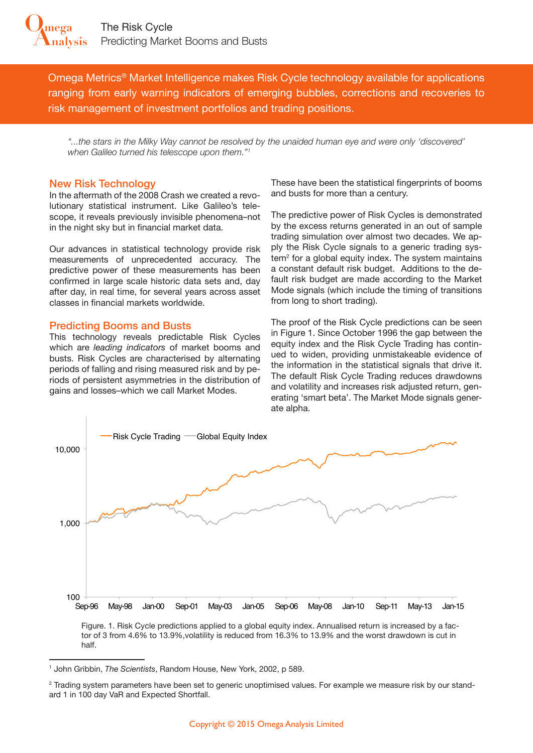# The Risk Cycle

## Predicting Market Booms and Busts

Omega Metrics® Market Intelligence makes Risk Cycle technology available for applications ranging from early warning indicators of emerging bubbles, corrections and recoveries to risk management of investment portfolios and trading positions.

*"...the stars in the Milky Way cannot be resolved by the unaided human eye and were only 'discovered' when Galileo turned his telescope upon them."*[1]

### New Risk Technology

In the aftermath of the 2008 Crash we created a revolutionary statistical instrument. Like Galileo's telescope, it reveals previously invisible phenomena–not in the night sky but in financial market data.

Our advances in statistical technology provide risk measurements of unprecedented accuracy. The predictive power of these measurements has been confirmed in large scale historic data sets and, day after day, in real time, for several years across asset classes in financial markets worldwide.

### Predicting Booms and Busts

This technology reveals predictable Risk Cycles which are *leading indicators* of market booms and busts. Risk Cycles are characterised by alternating periods of falling and rising measured risk and by periods of persistent asymmetries in the distribution of gains and losses–which we call Market Modes.

These have been the statistical fingerprints of booms and busts for more than a century.

The predictive power of Risk Cycles is demonstrated by the excess returns generated in an out of sample trading simulation over almost two decades. We apply the Risk Cycle signals to a generic trading system[2] for a global equity index. The system maintains a constant default risk budget. Additions to the default risk budget are made according to the Market Mode signals (which include the timing of transitions from long to short trading).

The proof of the Risk Cycle predictions can be seen in Figure 1. Since October 1996 the gap between the equity index and the Risk Cycle Trading has continued to widen, providing unmistakeable evidence of the information in the statistical signals that drive it. The default Risk Cycle Trading reduces drawdowns and volatility and increases risk adjusted return, generating 'smart beta'. The Market Mode signals generate alpha.

Figure. 1. Risk Cycle predictions applied to a global equity index. Annualised return is increased by a factor of 3 from 4.6% to 13.9%,volatility is reduced from 16.3% to 13.9% and the worst drawdown is cut in half.

---

[1] John Gribbin, *The Scientists*, Random House, New York, 2002, p 589.

[2] Trading system parameters have been set to generic unoptimised values. For example we measure risk by our standard 1 in 100 day VaR and Expected Shortfall.

Copyright © 2015 Omega Analysis Limited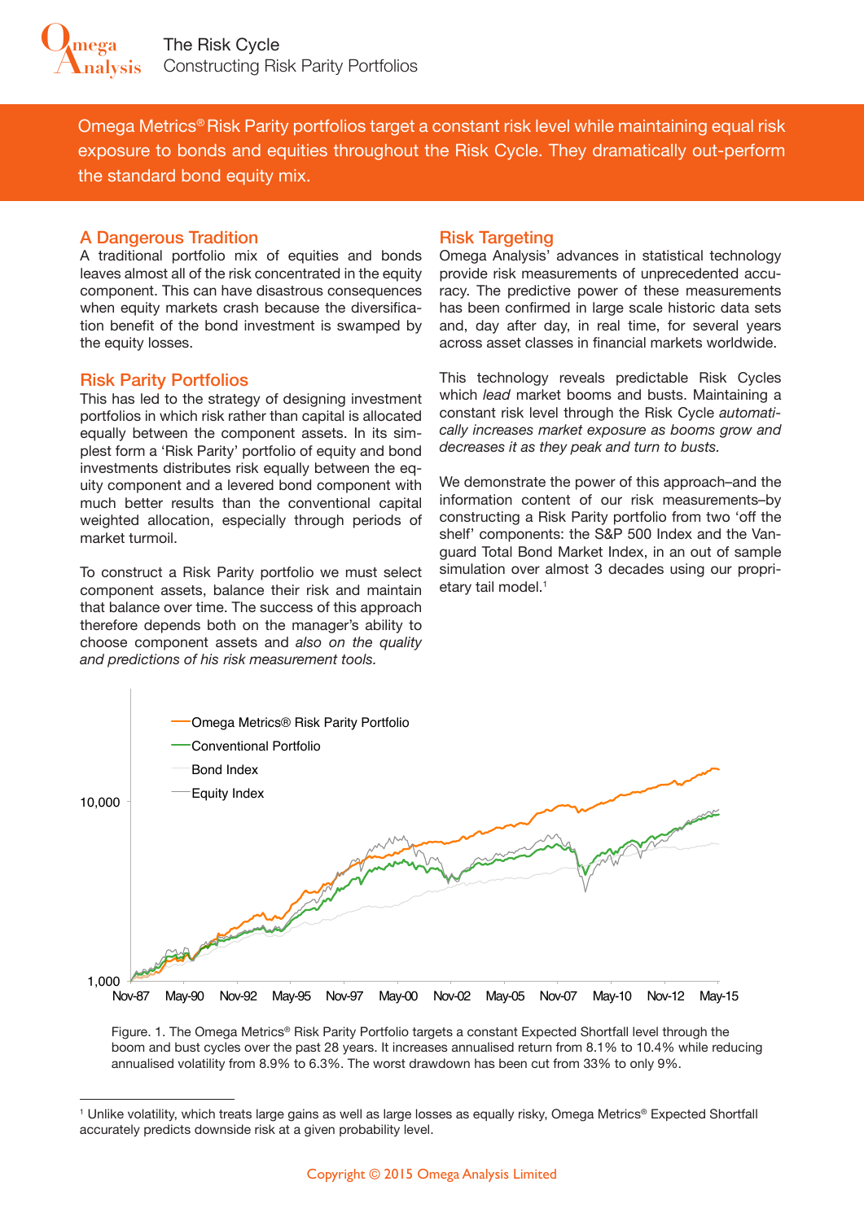Omega Metrics® Risk Parity portfolios target a constant risk level while maintaining equal risk exposure to bonds and equities throughout the Risk Cycle. They dramatically out-perform the standard bond equity mix.

## A Dangerous Tradition

A traditional portfolio mix of equities and bonds leaves almost all of the risk concentrated in the equity component. This can have disastrous consequences when equity markets crash because the diversification benefit of the bond investment is swamped by the equity losses.

## Risk Parity Portfolios

This has led to the strategy of designing investment portfolios in which risk rather than capital is allocated equally between the component assets. In its simplest form a 'Risk Parity' portfolio of equity and bond investments distributes risk equally between the equity component and a levered bond component with much better results than the conventional capital weighted allocation, especially through periods of market turmoil.

To construct a Risk Parity portfolio we must select component assets, balance their risk and maintain that balance over time. The success of this approach therefore depends both on the manager's ability to choose component assets and *also on the quality and predictions of his risk measurement tools.*

## Risk Targeting

Omega Analysis' advances in statistical technology provide risk measurements of unprecedented accuracy. The predictive power of these measurements has been confirmed in large scale historic data sets and, day after day, in real time, for several years across asset classes in financial markets worldwide.

This technology reveals predictable Risk Cycles which *lead* market booms and busts. Maintaining a constant risk level through the Risk Cycle *automatically increases market exposure as booms grow and decreases it as they peak and turn to busts.*

We demonstrate the power of this approach–and the information content of our risk measurements–by constructing a Risk Parity portfolio from two 'off the shelf' components: the S&P 500 Index and the Vanguard Total Bond Market Index, in an out of sample simulation over almost 3 decades using our proprietary tail model.[1]

Figure. 1. The Omega Metrics® Risk Parity Portfolio targets a constant Expected Shortfall level through the boom and bust cycles over the past 28 years. It increases annualised return from 8.1% to 10.4% while reducing annualised volatility from 8.9% to 6.3%. The worst drawdown has been cut from 33% to only 9%.

[1] Unlike volatility, which treats large gains as well as large losses as equally risky, Omega Metrics® Expected Shortfall accurately predicts downside risk at a given probability level.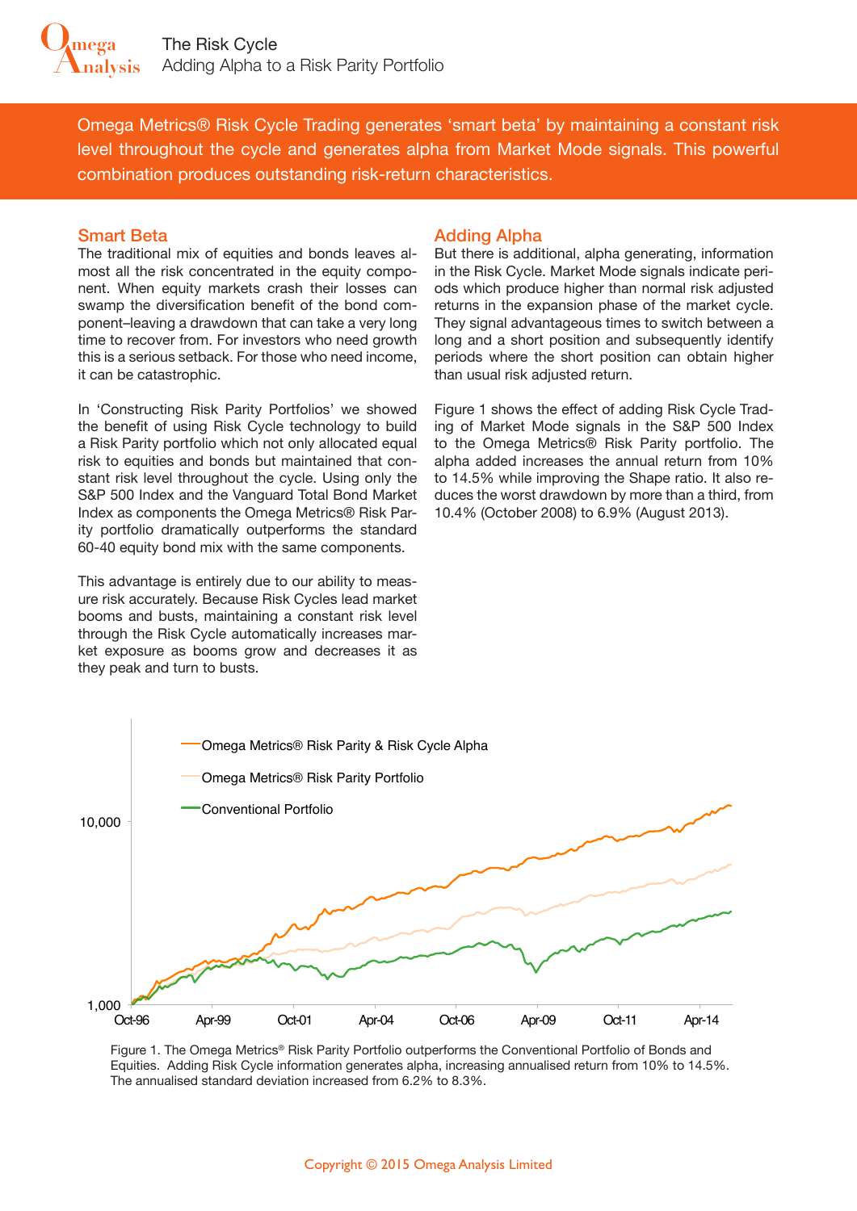# The Risk Cycle

## Adding Alpha to a Risk Parity Portfolio

Omega Metrics® Risk Cycle Trading generates 'smart beta' by maintaining a constant risk level throughout the cycle and generates alpha from Market Mode signals. This powerful combination produces outstanding risk-return characteristics.

### Smart Beta

The traditional mix of equities and bonds leaves almost all the risk concentrated in the equity component. When equity markets crash their losses can swamp the diversification benefit of the bond component–leaving a drawdown that can take a very long time to recover from. For investors who need growth this is a serious setback. For those who need income, it can be catastrophic.

In 'Constructing Risk Parity Portfolios' we showed the benefit of using Risk Cycle technology to build a Risk Parity portfolio which not only allocated equal risk to equities and bonds but maintained that constant risk level throughout the cycle. Using only the S&P 500 Index and the Vanguard Total Bond Market Index as components the Omega Metrics® Risk Parity portfolio dramatically outperforms the standard 60-40 equity bond mix with the same components.

This advantage is entirely due to our ability to measure risk accurately. Because Risk Cycles lead market booms and busts, maintaining a constant risk level through the Risk Cycle automatically increases market exposure as booms grow and decreases it as they peak and turn to busts.

### Adding Alpha

But there is additional, alpha generating, information in the Risk Cycle. Market Mode signals indicate periods which produce higher than normal risk adjusted returns in the expansion phase of the market cycle. They signal advantageous times to switch between a long and a short position and subsequently identify periods where the short position can obtain higher than usual risk adjusted return.

Figure 1 shows the effect of adding Risk Cycle Trading of Market Mode signals in the S&P 500 Index to the Omega Metrics® Risk Parity portfolio. The alpha added increases the annual return from 10% to 14.5% while improving the Shape ratio. It also reduces the worst drawdown by more than a third, from 10.4% (October 2008) to 6.9% (August 2013).

Figure 1. The Omega Metrics® Risk Parity Portfolio outperforms the Conventional Portfolio of Bonds and Equities. Adding Risk Cycle information generates alpha, increasing annualised return from 10% to 14.5%. The annualised standard deviation increased from 6.2% to 8.3%.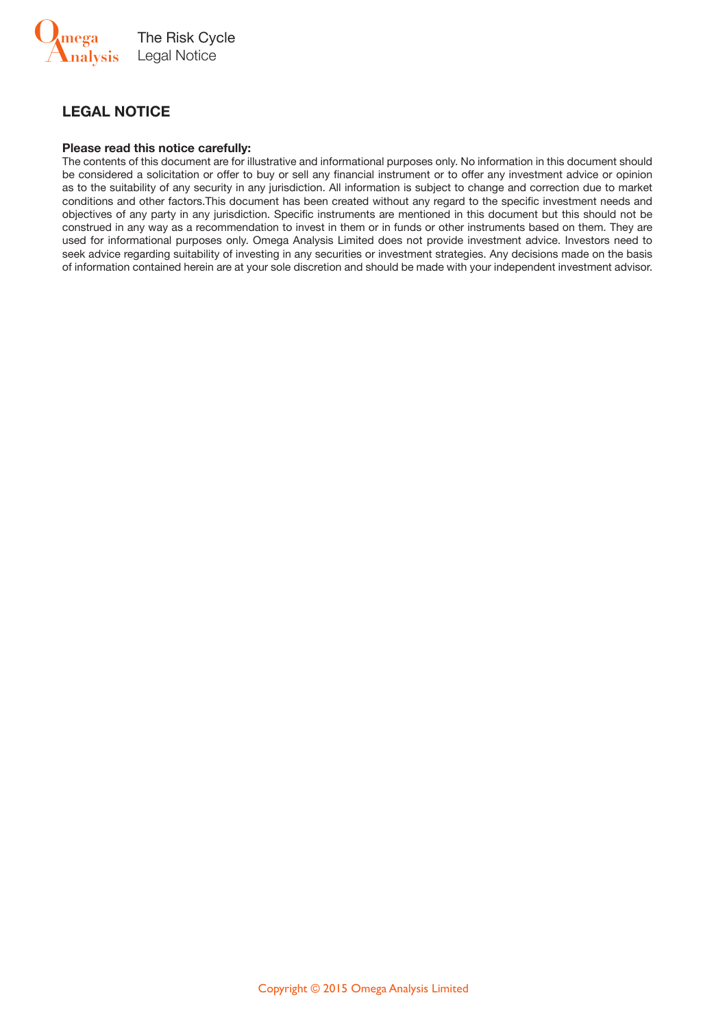## LEGAL NOTICE

**Please read this notice carefully:**

The contents of this document are for illustrative and informational purposes only. No information in this document should be considered a solicitation or offer to buy or sell any financial instrument or to offer any investment advice or opinion as to the suitability of any security in any jurisdiction. All information is subject to change and correction due to market conditions and other factors.This document has been created without any regard to the specific investment needs and objectives of any party in any jurisdiction. Specific instruments are mentioned in this document but this should not be construed in any way as a recommendation to invest in them or in funds or other instruments based on them. They are used for informational purposes only. Omega Analysis Limited does not provide investment advice. Investors need to seek advice regarding suitability of investing in any securities or investment strategies. Any decisions made on the basis of information contained herein are at your sole discretion and should be made with your independent investment advisor.

Copyright © 2015 Omega Analysis Limited